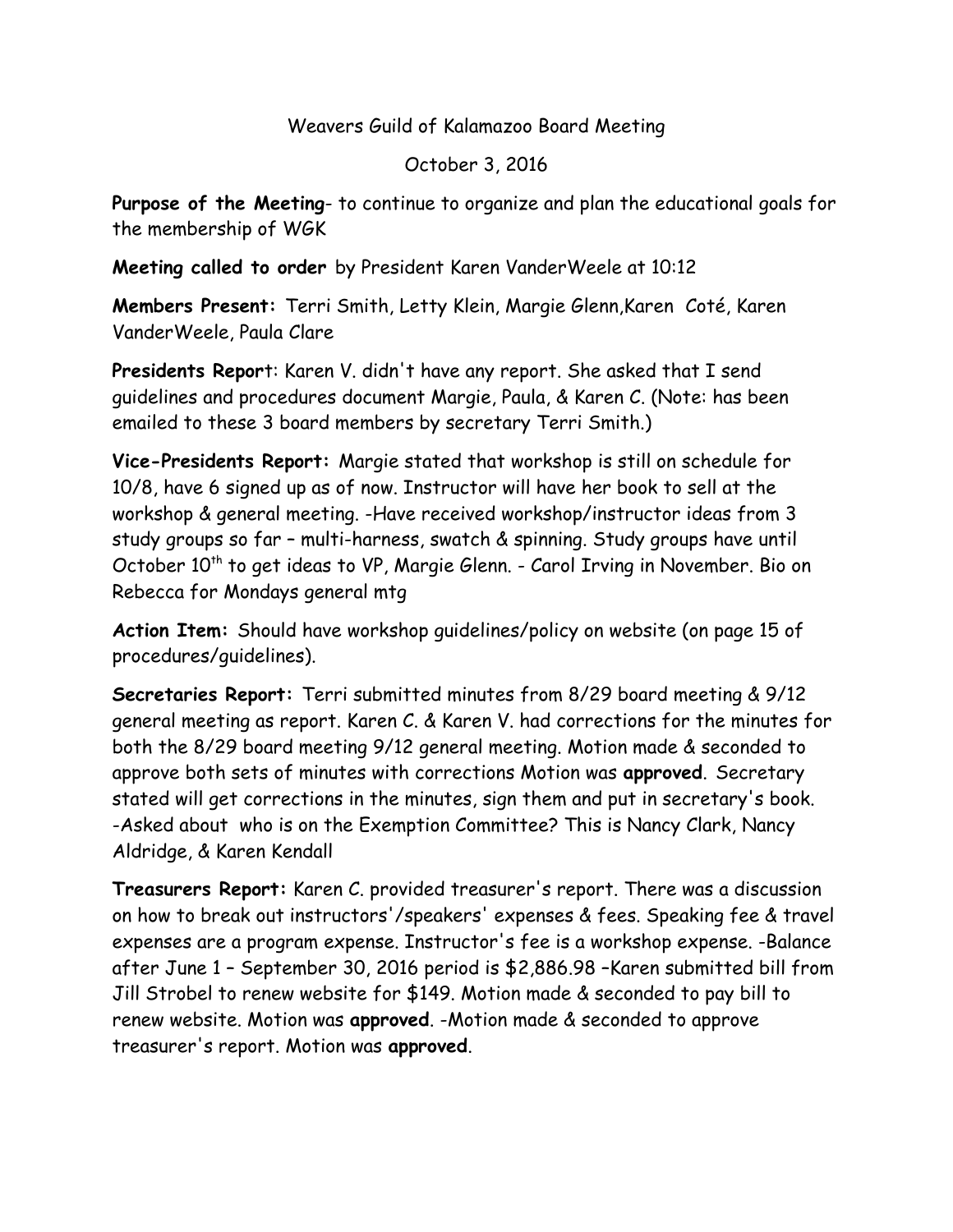Weavers Guild of Kalamazoo Board Meeting

October 3, 2016

**Purpose of the Meeting**- to continue to organize and plan the educational goals for the membership of WGK

**Meeting called to order** by President Karen VanderWeele at 10:12

**Members Present:** Terri Smith, Letty Klein, Margie Glenn,Karen Coté, Karen VanderWeele, Paula Clare

**Presidents Report**: Karen V. didn't have any report. She asked that I send guidelines and procedures document Margie, Paula, & Karen C. (Note: has been emailed to these 3 board members by secretary Terri Smith.)

**Vice-Presidents Report:** Margie stated that workshop is still on schedule for 10/8, have 6 signed up as of now. Instructor will have her book to sell at the workshop & general meeting. -Have received workshop/instructor ideas from 3 study groups so far – multi-harness, swatch & spinning. Study groups have until October 10th to get ideas to VP, Margie Glenn. - Carol Irving in November. Bio on Rebecca for Mondays general mtg

**Action Item:** Should have workshop guidelines/policy on website (on page 15 of procedures/guidelines).

**Secretaries Report:** Terri submitted minutes from 8/29 board meeting & 9/12 general meeting as report. Karen C. & Karen V. had corrections for the minutes for both the 8/29 board meeting 9/12 general meeting. Motion made & seconded to approve both sets of minutes with corrections Motion was **approved**. Secretary stated will get corrections in the minutes, sign them and put in secretary's book. -Asked about who is on the Exemption Committee? This is Nancy Clark, Nancy Aldridge, & Karen Kendall

**Treasurers Report:** Karen C. provided treasurer's report. There was a discussion on how to break out instructors'/speakers' expenses & fees. Speaking fee & travel expenses are a program expense. Instructor's fee is a workshop expense. -Balance after June 1 – September 30, 2016 period is $2,886.98 –Karen submitted bill from Jill Strobel to renew website for $149. Motion made & seconded to pay bill to renew website. Motion was **approved**. -Motion made & seconded to approve treasurer's report. Motion was **approved**.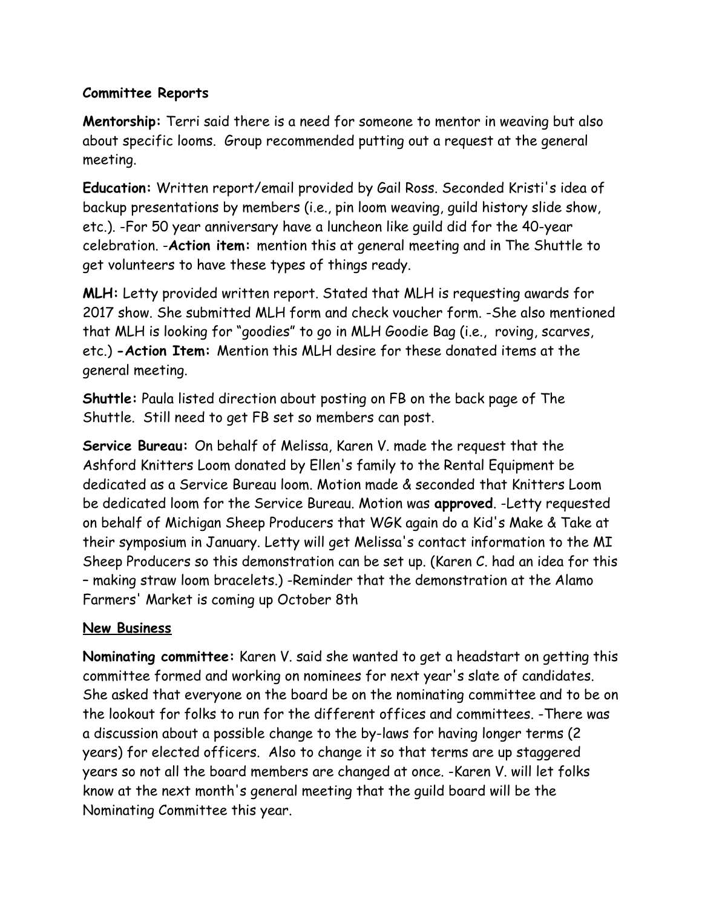**Committee Reports**

**Mentorship:** Terri said there is a need for someone to mentor in weaving but also about specific looms. Group recommended putting out a request at the general meeting.

**Education:** Written report/email provided by Gail Ross. Seconded Kristi's idea of backup presentations by members (i.e., pin loom weaving, guild history slide show, etc.). -For 50 year anniversary have a luncheon like guild did for the 40-year celebration. -**Action item:** mention this at general meeting and in The Shuttle to get volunteers to have these types of things ready.

**MLH:** Letty provided written report. Stated that MLH is requesting awards for 2017 show. She submitted MLH form and check voucher form. -She also mentioned that MLH is looking for "goodies" to go in MLH Goodie Bag (i.e., roving, scarves, etc.) **-Action Item:** Mention this MLH desire for these donated items at the general meeting.

**Shuttle:** Paula listed direction about posting on FB on the back page of The Shuttle. Still need to get FB set so members can post.

**Service Bureau:** On behalf of Melissa, Karen V. made the request that the Ashford Knitters Loom donated by Ellen's family to the Rental Equipment be dedicated as a Service Bureau loom. Motion made & seconded that Knitters Loom be dedicated loom for the Service Bureau. Motion was **approved**. -Letty requested on behalf of Michigan Sheep Producers that WGK again do a Kid's Make & Take at their symposium in January. Letty will get Melissa's contact information to the MI Sheep Producers so this demonstration can be set up. (Karen C. had an idea for this – making straw loom bracelets.) -Reminder that the demonstration at the Alamo Farmers' Market is coming up October 8th

**New Business**

**Nominating committee:** Karen V. said she wanted to get a headstart on getting this committee formed and working on nominees for next year's slate of candidates. She asked that everyone on the board be on the nominating committee and to be on the lookout for folks to run for the different offices and committees. -There was a discussion about a possible change to the by-laws for having longer terms (2 years) for elected officers. Also to change it so that terms are up staggered years so not all the board members are changed at once. -Karen V. will let folks know at the next month's general meeting that the guild board will be the Nominating Committee this year.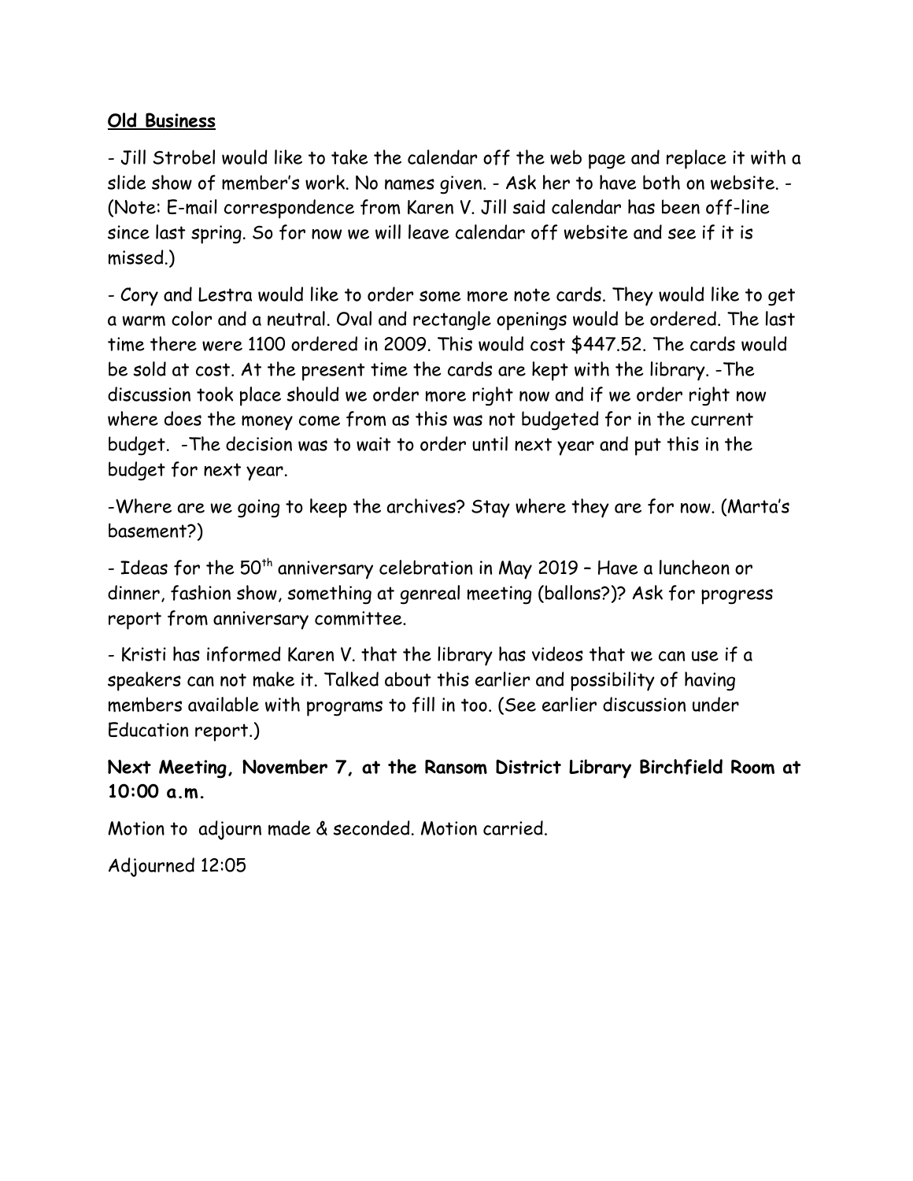**Old Business**

- Jill Strobel would like to take the calendar off the web page and replace it with a slide show of member's work. No names given. - Ask her to have both on website. - (Note: E-mail correspondence from Karen V. Jill said calendar has been off-line since last spring. So for now we will leave calendar off website and see if it is missed.)

- Cory and Lestra would like to order some more note cards. They would like to get a warm color and a neutral. Oval and rectangle openings would be ordered. The last time there were 1100 ordered in 2009. This would cost $447.52. The cards would be sold at cost. At the present time the cards are kept with the library. -The discussion took place should we order more right now and if we order right now where does the money come from as this was not budgeted for in the current budget. -The decision was to wait to order until next year and put this in the budget for next year.

-Where are we going to keep the archives? Stay where they are for now. (Marta's basement?)

- Ideas for the 50th anniversary celebration in May 2019 – Have a luncheon or dinner, fashion show, something at genreal meeting (ballons?)? Ask for progress report from anniversary committee.

- Kristi has informed Karen V. that the library has videos that we can use if a speakers can not make it. Talked about this earlier and possibility of having members available with programs to fill in too. (See earlier discussion under Education report.)

**Next Meeting, November 7, at the Ransom District Library Birchfield Room at 10:00 a.m.**

Motion to adjourn made & seconded. Motion carried.

Adjourned 12:05